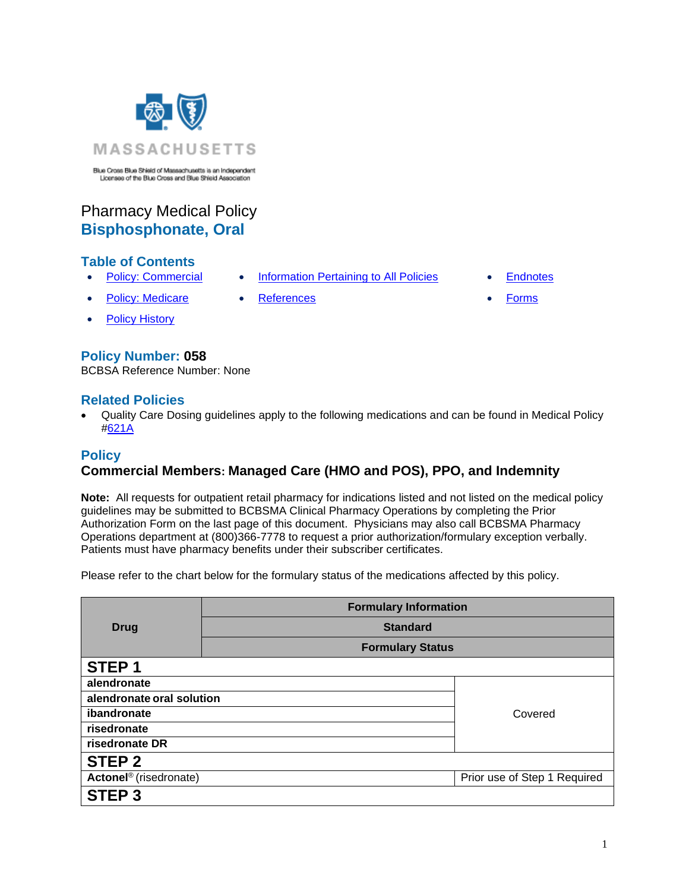MASSACHUSETTS

Blue Cross Blue Shield of Massachusetts is an Independent Licensee of the Blue Cross and Blue Shield Association

Pharmacy Medical Policy

# Bisphosphonate, Oral

## Table of Contents

- Policy: Commercial
- Policy: Medicare
- Policy History
- Information Pertaining to All Policies
- References
- Endnotes
- Forms

## Policy Number: 058

BCBSA Reference Number: None

## Related Policies

- Quality Care Dosing guidelines apply to the following medications and can be found in Medical Policy #621A

## Policy

### Commercial Members: Managed Care (HMO and POS), PPO, and Indemnity

**Note:** All requests for outpatient retail pharmacy for indications listed and not listed on the medical policy guidelines may be submitted to BCBSMA Clinical Pharmacy Operations by completing the Prior Authorization Form on the last page of this document. Physicians may also call BCBSMA Pharmacy Operations department at (800)366-7778 to request a prior authorization/formulary exception verbally. Patients must have pharmacy benefits under their subscriber certificates.

Please refer to the chart below for the formulary status of the medications affected by this policy.

| Drug | Formulary Information |
|---|---|
| | Standard |
| | Formulary Status |
| **STEP 1** | |
| **alendronate** | Covered |
| **alendronate oral solution** | Covered |
| **ibandronate** | Covered |
| **risedronate** | Covered |
| **risedronate DR** | Covered |
| **STEP 2** | |
| **Actonel®** (risedronate) | Prior use of Step 1 Required |
| **STEP 3** | |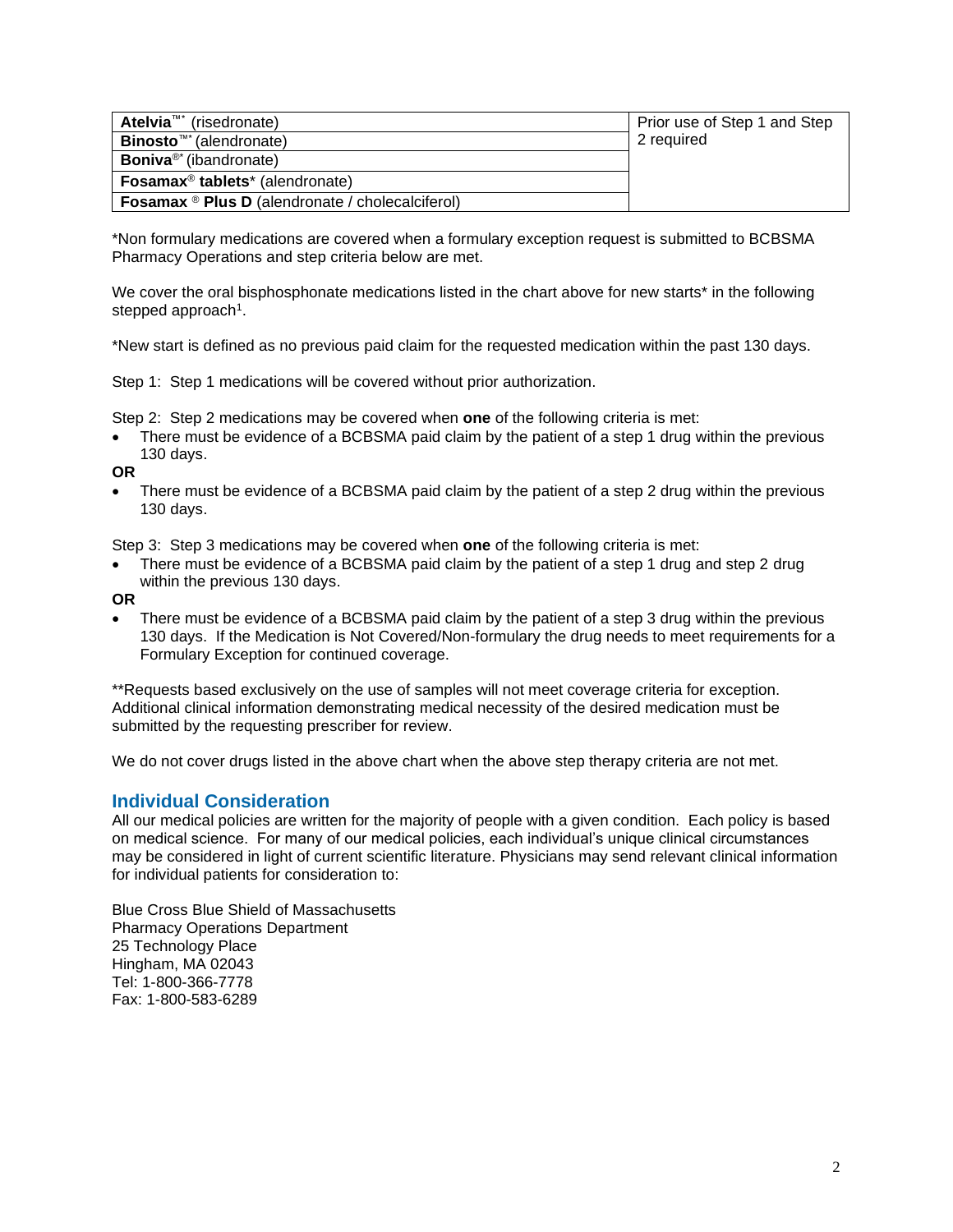| | |
|---|---|
| **Atelvia**™* (risedronate) | Prior use of Step 1 and Step 2 required |
| **Binosto**™* (alendronate) | |
| **Boniva**®* (ibandronate) | |
| **Fosamax**® **tablets*** (alendronate) | |
| **Fosamax** ® **Plus D** (alendronate / cholecalciferol) | |

*Non formulary medications are covered when a formulary exception request is submitted to BCBSMA Pharmacy Operations and step criteria below are met.

We cover the oral bisphosphonate medications listed in the chart above for new starts* in the following stepped approach[1].

*New start is defined as no previous paid claim for the requested medication within the past 130 days.

Step 1: Step 1 medications will be covered without prior authorization.

Step 2: Step 2 medications may be covered when **one** of the following criteria is met:

- There must be evidence of a BCBSMA paid claim by the patient of a step 1 drug within the previous 130 days.

**OR**

- There must be evidence of a BCBSMA paid claim by the patient of a step 2 drug within the previous 130 days.

Step 3: Step 3 medications may be covered when **one** of the following criteria is met:

- There must be evidence of a BCBSMA paid claim by the patient of a step 1 drug and step 2 drug within the previous 130 days.

**OR**

- There must be evidence of a BCBSMA paid claim by the patient of a step 3 drug within the previous 130 days. If the Medication is Not Covered/Non-formulary the drug needs to meet requirements for a Formulary Exception for continued coverage.

**Requests based exclusively on the use of samples will not meet coverage criteria for exception. Additional clinical information demonstrating medical necessity of the desired medication must be submitted by the requesting prescriber for review.

We do not cover drugs listed in the above chart when the above step therapy criteria are not met.

## Individual Consideration

All our medical policies are written for the majority of people with a given condition. Each policy is based on medical science. For many of our medical policies, each individual's unique clinical circumstances may be considered in light of current scientific literature. Physicians may send relevant clinical information for individual patients for consideration to:

Blue Cross Blue Shield of Massachusetts
Pharmacy Operations Department
25 Technology Place
Hingham, MA 02043
Tel: 1-800-366-7778
Fax: 1-800-583-6289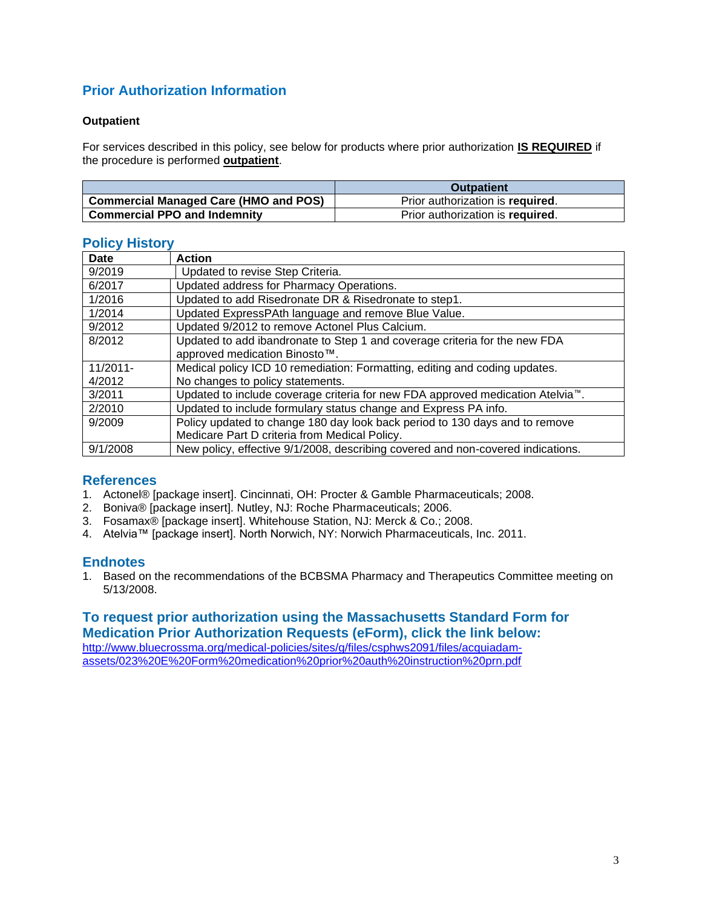## Prior Authorization Information

**Outpatient**

For services described in this policy, see below for products where prior authorization **IS REQUIRED** if the procedure is performed **outpatient**.

| | Outpatient |
|---|---|
| **Commercial Managed Care (HMO and POS)** | Prior authorization is **required**. |
| **Commercial PPO and Indemnity** | Prior authorization is **required**. |

## Policy History

| Date | Action |
|---|---|
| 9/2019 | Updated to revise Step Criteria. |
| 6/2017 | Updated address for Pharmacy Operations. |
| 1/2016 | Updated to add Risedronate DR & Risedronate to step1. |
| 1/2014 | Updated ExpressPAth language and remove Blue Value. |
| 9/2012 | Updated 9/2012 to remove Actonel Plus Calcium. |
| 8/2012 | Updated to add ibandronate to Step 1 and coverage criteria for the new FDA approved medication Binosto™. |
| 11/2011-4/2012 | Medical policy ICD 10 remediation: Formatting, editing and coding updates. No changes to policy statements. |
| 3/2011 | Updated to include coverage criteria for new FDA approved medication Atelvia™. |
| 2/2010 | Updated to include formulary status change and Express PA info. |
| 9/2009 | Policy updated to change 180 day look back period to 130 days and to remove Medicare Part D criteria from Medical Policy. |
| 9/1/2008 | New policy, effective 9/1/2008, describing covered and non-covered indications. |

## References

1. Actonel® [package insert]. Cincinnati, OH: Procter & Gamble Pharmaceuticals; 2008.
2. Boniva® [package insert]. Nutley, NJ: Roche Pharmaceuticals; 2006.
3. Fosamax® [package insert]. Whitehouse Station, NJ: Merck & Co.; 2008.
4. Atelvia™ [package insert]. North Norwich, NY: Norwich Pharmaceuticals, Inc. 2011.

## Endnotes

1. Based on the recommendations of the BCBSMA Pharmacy and Therapeutics Committee meeting on 5/13/2008.

## To request prior authorization using the Massachusetts Standard Form for Medication Prior Authorization Requests (eForm), click the link below:

http://www.bluecrossma.org/medical-policies/sites/g/files/csphws2091/files/acquiadam-assets/023%20E%20Form%20medication%20prior%20auth%20instruction%20prn.pdf